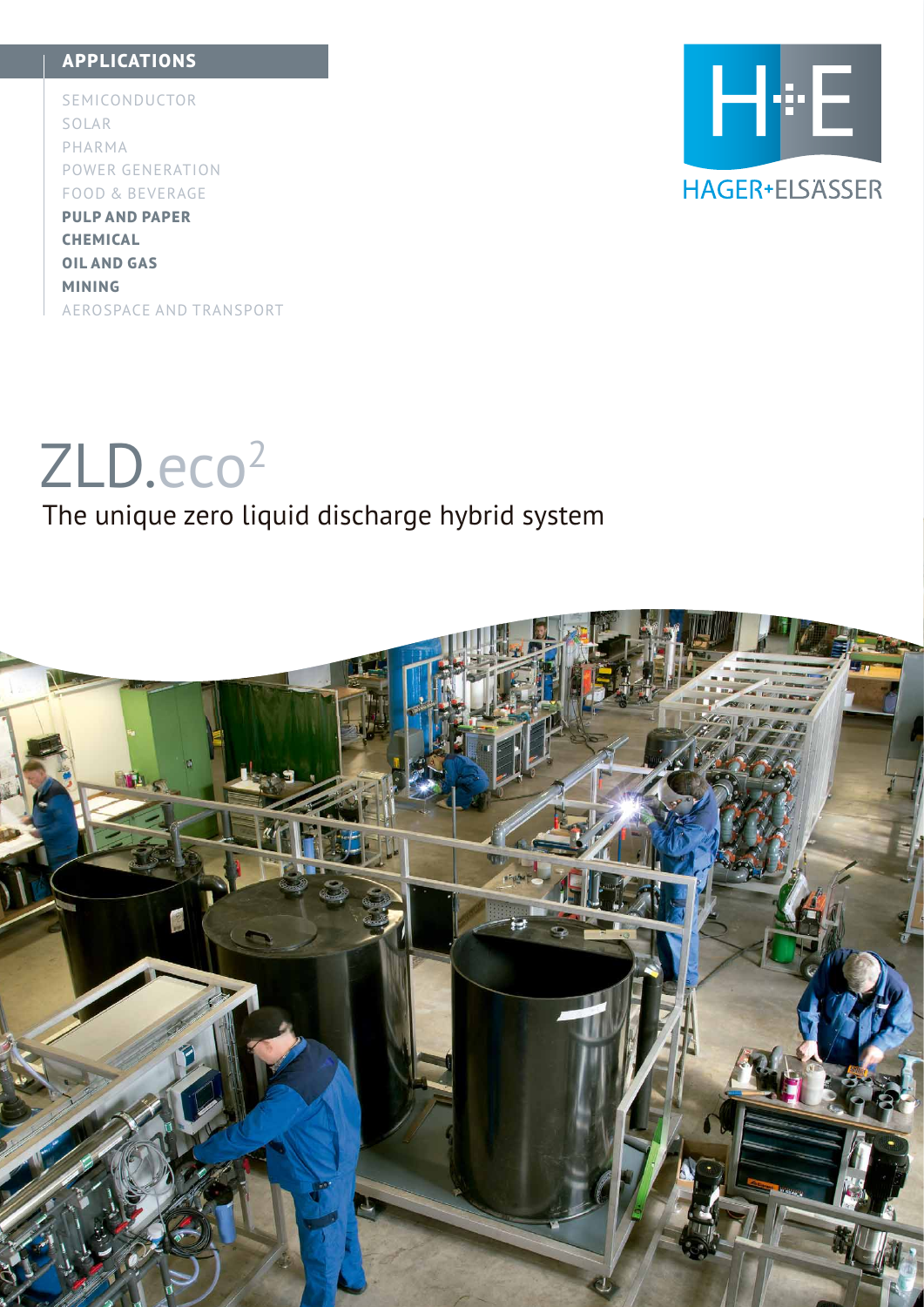## APPLICATIONS

- SEMICONDUCTOR
- SOLAR
- PHARMA
- POWER GENERATION
- FOOD & BEVERAGE
- **PULP AND PAPER**
- **CHEMICAL**
- **OIL AND GAS**
- **MINING**
- AEROSPACE AND TRANSPORT

HAGER+ELSÄSSER

# ZLD.eco$^2$

The unique zero liquid discharge hybrid system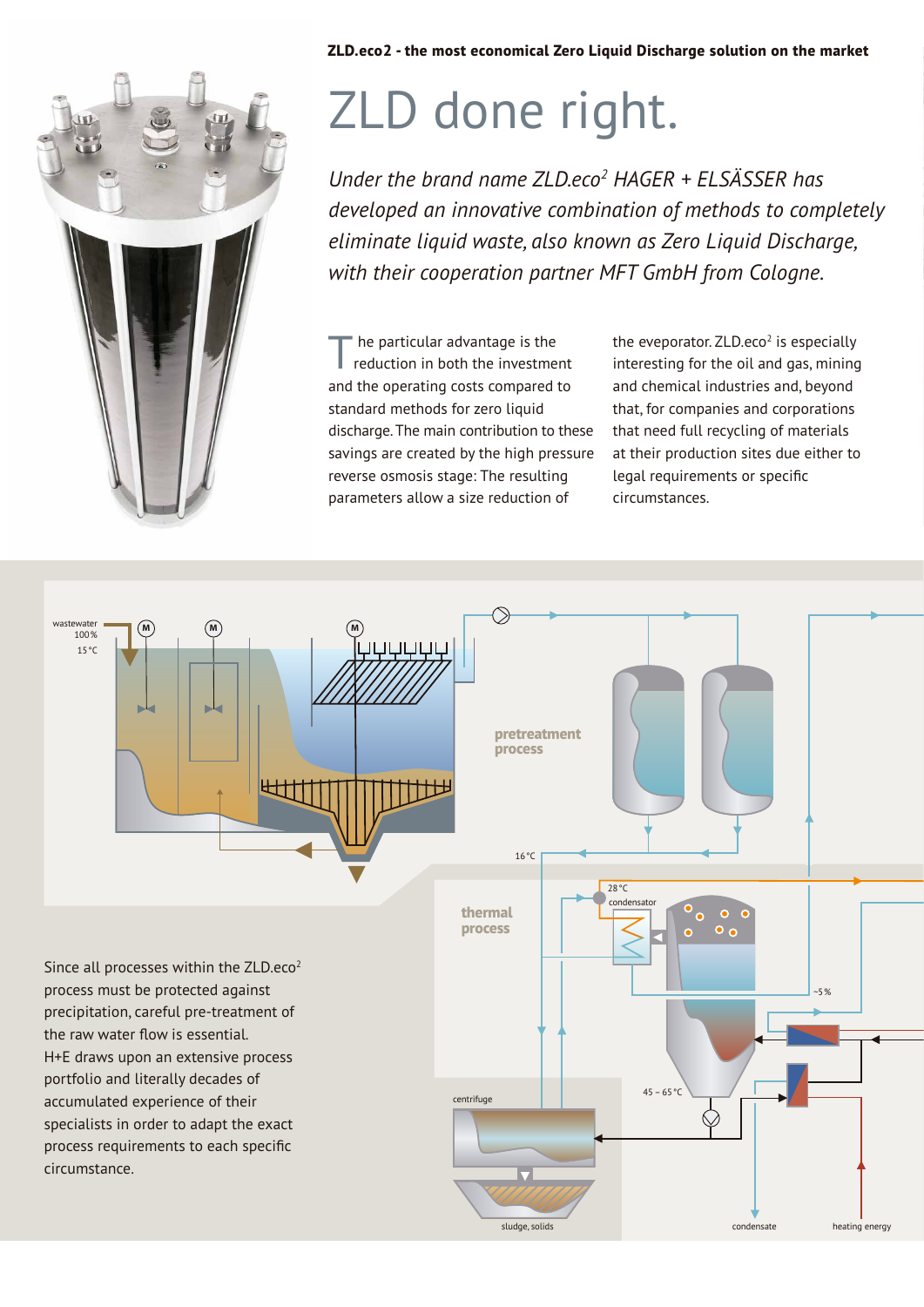**ZLD.eco2 - the most economical Zero Liquid Discharge solution on the market**

# ZLD done right.

*Under the brand name ZLD.eco[2] HAGER + ELSÄSSER has developed an innovative combination of methods to completely eliminate liquid waste, also known as Zero Liquid Discharge, with their cooperation partner MFT GmbH from Cologne.*

The particular advantage is the reduction in both the investment and the operating costs compared to standard methods for zero liquid discharge. The main contribution to these savings are created by the high pressure reverse osmosis stage: The resulting parameters allow a size reduction of the evepoprator. ZLD.eco[2] is especially interesting for the oil and gas, mining and chemical industries and, beyond that, for companies and corporations that need full recycling of materials at their production sites due either to legal requirements or specific circumstances.

wastewater 100 % 15 °C

pretreatment process

16 °C

28 °C condensator

thermal process

~5 %

45 – 65 °C

centrifuge

sludge, solids

condensate

heating energy

Since all processes within the ZLD.eco[2] process must be protected against precipitation, careful pre-treatment of the raw water flow is essential. H+E draws upon an extensive process portfolio and literally decades of accumulated experience of their specialists in order to adapt the exact process requirements to each specific circumstance.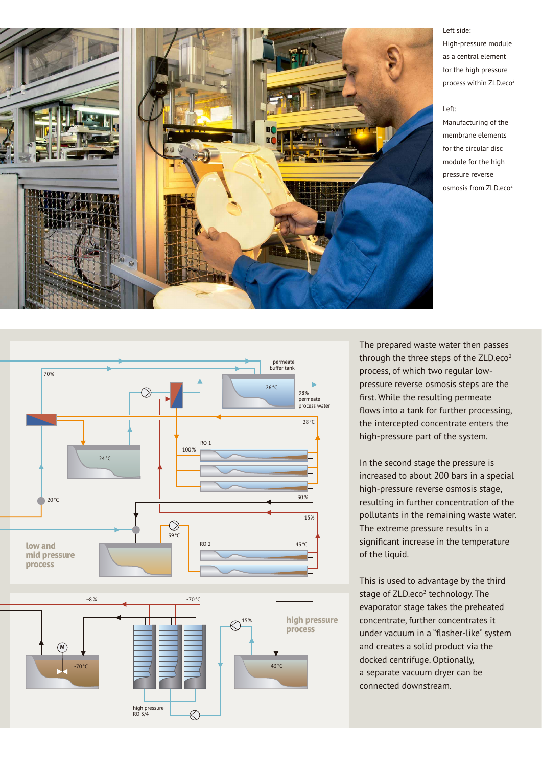Left side:
High-pressure module as a central element for the high pressure process within ZLD.eco²

Left:
Manufacturing of the membrane elements for the circular disc module for the high pressure reverse osmosis from ZLD.eco²

permeate buffer tank

26 °C

98% permeate process water

70%

28 °C

24 °C

RO 1

100 %

20 °C

30 %

15%

39 °C

RO 2

43 °C

low and mid pressure process

~8 %

~70 °C

15%

high pressure process

M

~70 °C

43 °C

high pressure RO 3/4

The prepared waste water then passes through the three steps of the ZLD.eco² process, of which two regular low-pressure reverse osmosis steps are the first. While the resulting permeate flows into a tank for further processing, the intercepted concentrate enters the high-pressure part of the system.

In the second stage the pressure is increased to about 200 bars in a special high-pressure reverse osmosis stage, resulting in further concentration of the pollutants in the remaining waste water. The extreme pressure results in a significant increase in the temperature of the liquid.

This is used to advantage by the third stage of ZLD.eco² technology. The evaporator stage takes the preheated concentrate, further concentrates it under vacuum in a "flasher-like" system and creates a solid product via the docked centrifuge. Optionally, a separate vacuum dryer can be connected downstream.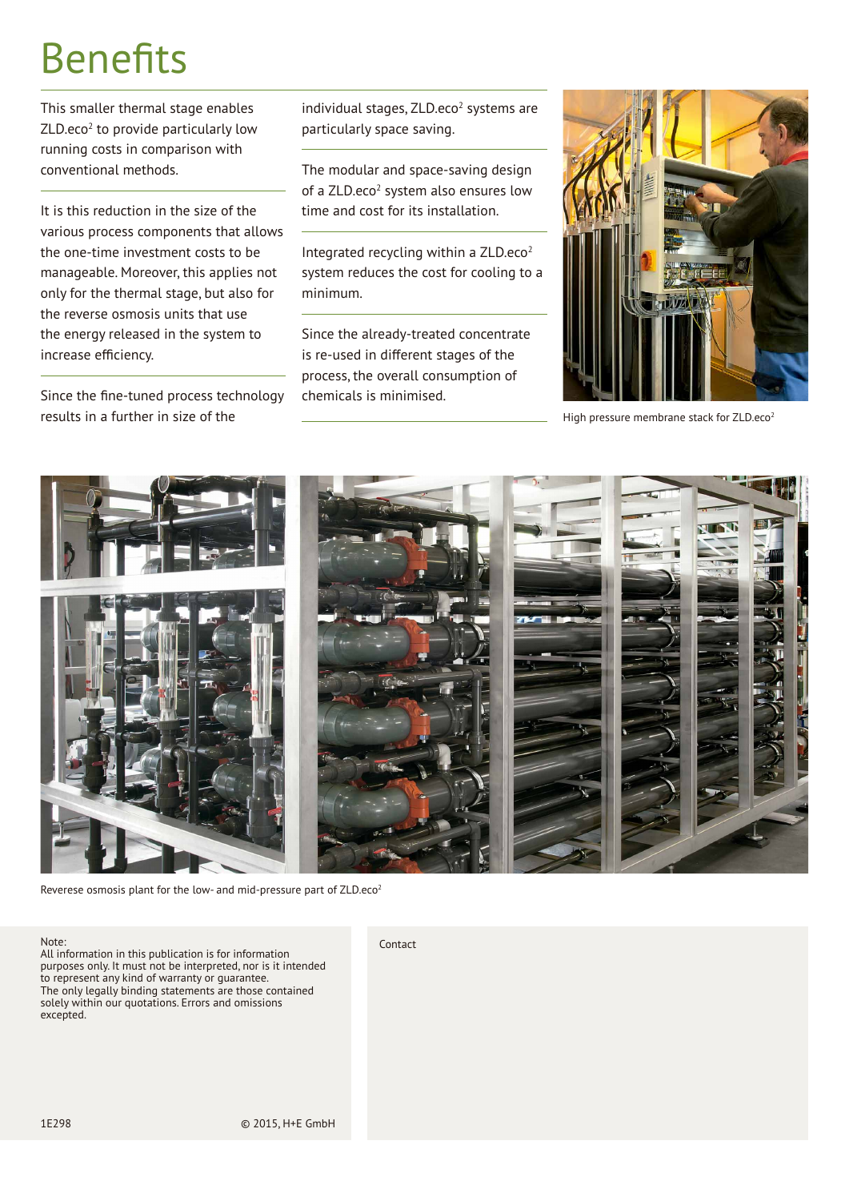# Benefits

This smaller thermal stage enables ZLD.eco[2] to provide particularly low running costs in comparison with conventional methods.

It is this reduction in the size of the various process components that allows the one-time investment costs to be manageable. Moreover, this applies not only for the thermal stage, but also for the reverse osmosis units that use the energy released in the system to increase efficiency.

Since the fine-tuned process technology results in a further in size of the individual stages, ZLD.eco[2] systems are particularly space saving.

The modular and space-saving design of a ZLD.eco[2] system also ensures low time and cost for its installation.

Integrated recycling within a ZLD.eco[2] system reduces the cost for cooling to a minimum.

Since the already-treated concentrate is re-used in different stages of the process, the overall consumption of chemicals is minimised.

High pressure membrane stack for ZLD.eco[2]

Reverese osmosis plant for the low- and mid-pressure part of ZLD.eco[2]

Note:
All information in this publication is for information purposes only. It must not be interpreted, nor is it intended to represent any kind of warranty or guarantee.
The only legally binding statements are those contained solely within our quotations. Errors and omissions excepted.

1E298

© 2015, H+E GmbH

Contact